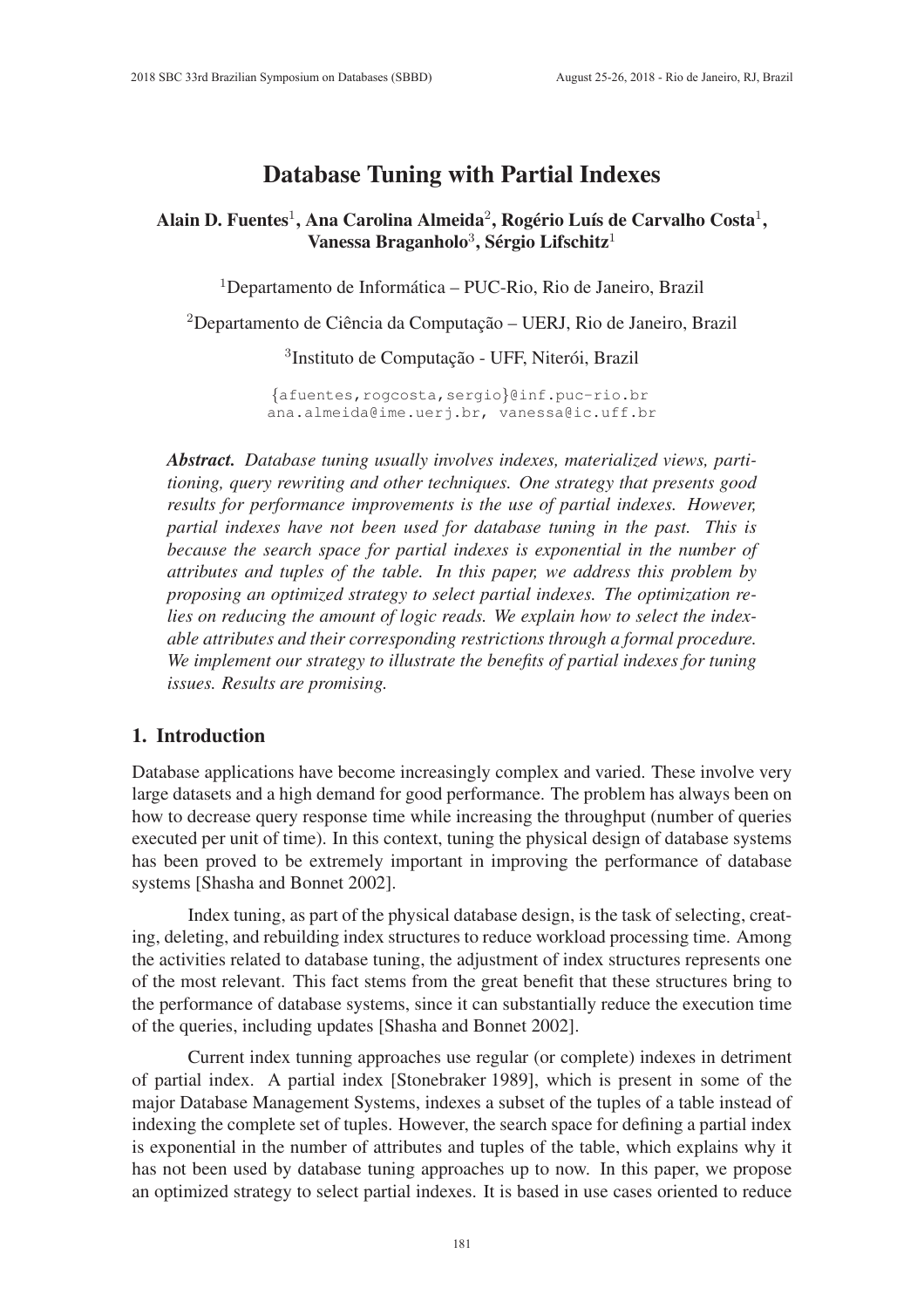# Database Tuning with Partial Indexes

**Alain D. Fuentes[1], Ana Carolina Almeida[2], Rogério Luís de Carvalho Costa[1], Vanessa Braganholo[3], Sérgio Lifschitz[1]**

[1]Departamento de Informática – PUC-Rio, Rio de Janeiro, Brazil

[2]Departamento de Ciência da Computação – UERJ, Rio de Janeiro, Brazil

[3]Instituto de Computação - UFF, Niterói, Brazil

{afuentes,rogcosta,sergio}@inf.puc-rio.br
ana.almeida@ime.uerj.br, vanessa@ic.uff.br

***Abstract.*** *Database tuning usually involves indexes, materialized views, partitioning, query rewriting and other techniques. One strategy that presents good results for performance improvements is the use of partial indexes. However, partial indexes have not been used for database tuning in the past. This is because the search space for partial indexes is exponential in the number of attributes and tuples of the table. In this paper, we address this problem by proposing an optimized strategy to select partial indexes. The optimization relies on reducing the amount of logic reads. We explain how to select the indexable attributes and their corresponding restrictions through a formal procedure. We implement our strategy to illustrate the benefits of partial indexes for tuning issues. Results are promising.*

## 1. Introduction

Database applications have become increasingly complex and varied. These involve very large datasets and a high demand for good performance. The problem has always been on how to decrease query response time while increasing the throughput (number of queries executed per unit of time). In this context, tuning the physical design of database systems has been proved to be extremely important in improving the performance of database systems [Shasha and Bonnet 2002].

Index tuning, as part of the physical database design, is the task of selecting, creating, deleting, and rebuilding index structures to reduce workload processing time. Among the activities related to database tuning, the adjustment of index structures represents one of the most relevant. This fact stems from the great benefit that these structures bring to the performance of database systems, since it can substantially reduce the execution time of the queries, including updates [Shasha and Bonnet 2002].

Current index tunning approaches use regular (or complete) indexes in detriment of partial index. A partial index [Stonebraker 1989], which is present in some of the major Database Management Systems, indexes a subset of the tuples of a table instead of indexing the complete set of tuples. However, the search space for defining a partial index is exponential in the number of attributes and tuples of the table, which explains why it has not been used by database tuning approaches up to now. In this paper, we propose an optimized strategy to select partial indexes. It is based in use cases oriented to reduce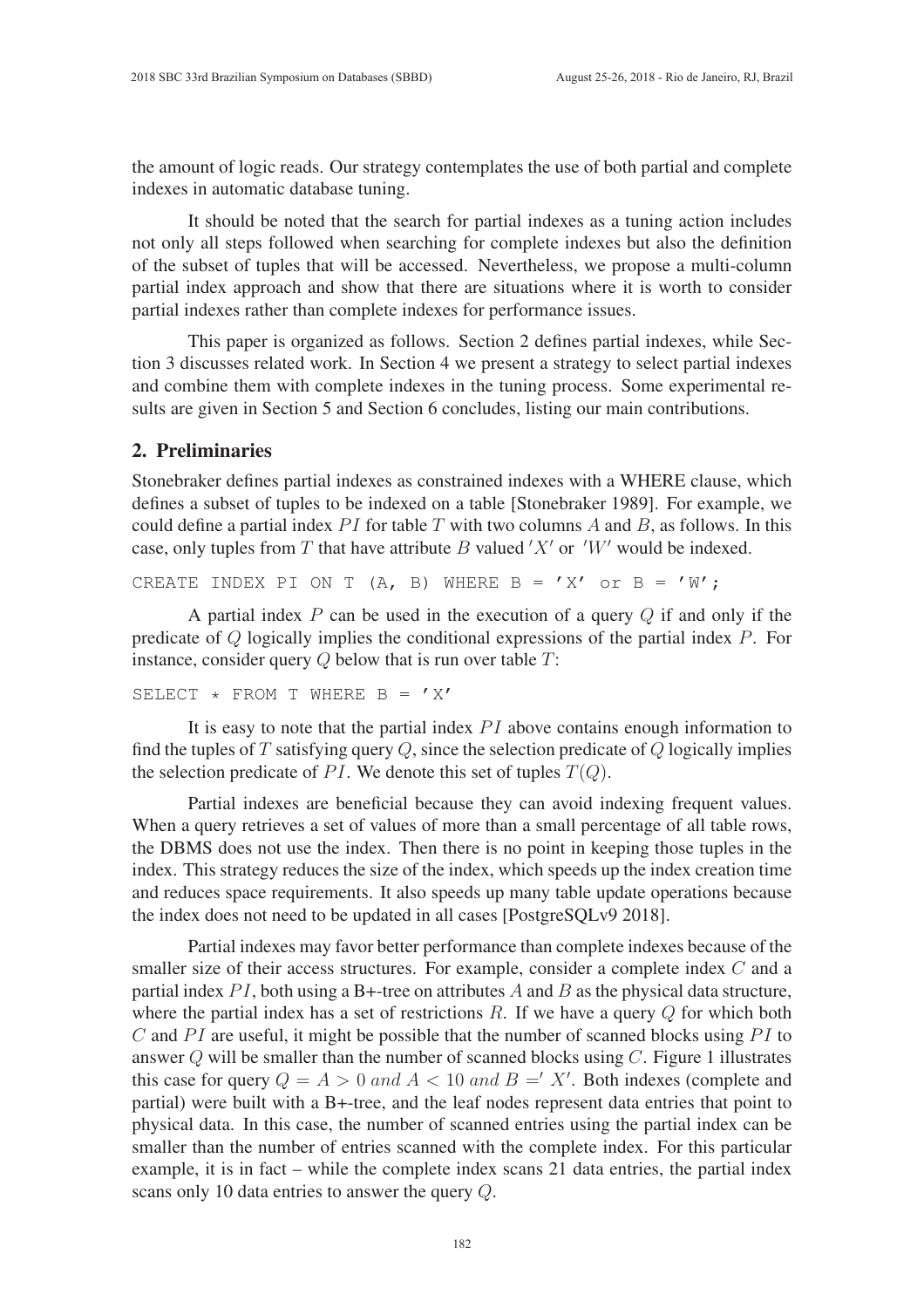the amount of logic reads. Our strategy contemplates the use of both partial and complete indexes in automatic database tuning.

It should be noted that the search for partial indexes as a tuning action includes not only all steps followed when searching for complete indexes but also the definition of the subset of tuples that will be accessed. Nevertheless, we propose a multi-column partial index approach and show that there are situations where it is worth to consider partial indexes rather than complete indexes for performance issues.

This paper is organized as follows. Section 2 defines partial indexes, while Section 3 discusses related work. In Section 4 we present a strategy to select partial indexes and combine them with complete indexes in the tuning process. Some experimental results are given in Section 5 and Section 6 concludes, listing our main contributions.

## 2. Preliminaries

Stonebraker defines partial indexes as constrained indexes with a WHERE clause, which defines a subset of tuples to be indexed on a table [Stonebraker 1989]. For example, we could define a partial index $PI$ for table $T$ with two columns $A$ and $B$, as follows. In this case, only tuples from $T$ that have attribute $B$ valued $'X'$ or $'W'$ would be indexed.

```
CREATE INDEX PI ON T (A, B) WHERE B = 'X' or B = 'W';
```

A partial index $P$ can be used in the execution of a query $Q$ if and only if the predicate of $Q$ logically implies the conditional expressions of the partial index $P$. For instance, consider query $Q$ below that is run over table $T$:

```
SELECT * FROM T WHERE B = 'X'
```

It is easy to note that the partial index $PI$ above contains enough information to find the tuples of $T$ satisfying query $Q$, since the selection predicate of $Q$ logically implies the selection predicate of $PI$. We denote this set of tuples $T(Q)$.

Partial indexes are beneficial because they can avoid indexing frequent values. When a query retrieves a set of values of more than a small percentage of all table rows, the DBMS does not use the index. Then there is no point in keeping those tuples in the index. This strategy reduces the size of the index, which speeds up the index creation time and reduces space requirements. It also speeds up many table update operations because the index does not need to be updated in all cases [PostgreSQLv9 2018].

Partial indexes may favor better performance than complete indexes because of the smaller size of their access structures. For example, consider a complete index $C$ and a partial index $PI$, both using a B+-tree on attributes $A$ and $B$ as the physical data structure, where the partial index has a set of restrictions $R$. If we have a query $Q$ for which both $C$ and $PI$ are useful, it might be possible that the number of scanned blocks using $PI$ to answer $Q$ will be smaller than the number of scanned blocks using $C$. Figure 1 illustrates this case for query $Q = A > 0 \; and \; A < 10 \; and \; B =' X'$. Both indexes (complete and partial) were built with a B+-tree, and the leaf nodes represent data entries that point to physical data. In this case, the number of scanned entries using the partial index can be smaller than the number of entries scanned with the complete index. For this particular example, it is in fact – while the complete index scans 21 data entries, the partial index scans only 10 data entries to answer the query $Q$.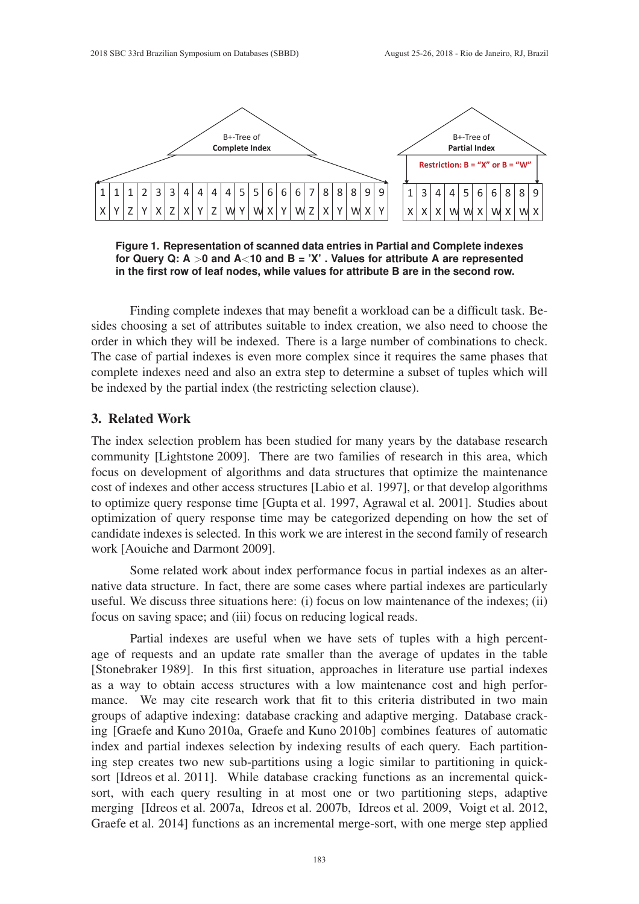**Figure 1. Representation of scanned data entries in Partial and Complete indexes for Query Q: A >0 and A<10 and B = 'X' . Values for attribute A are represented in the first row of leaf nodes, while values for attribute B are in the second row.**

Finding complete indexes that may benefit a workload can be a difficult task. Besides choosing a set of attributes suitable to index creation, we also need to choose the order in which they will be indexed. There is a large number of combinations to check. The case of partial indexes is even more complex since it requires the same phases that complete indexes need and also an extra step to determine a subset of tuples which will be indexed by the partial index (the restricting selection clause).

## 3. Related Work

The index selection problem has been studied for many years by the database research community [Lightstone 2009]. There are two families of research in this area, which focus on development of algorithms and data structures that optimize the maintenance cost of indexes and other access structures [Labio et al. 1997], or that develop algorithms to optimize query response time [Gupta et al. 1997, Agrawal et al. 2001]. Studies about optimization of query response time may be categorized depending on how the set of candidate indexes is selected. In this work we are interest in the second family of research work [Aouiche and Darmont 2009].

Some related work about index performance focus in partial indexes as an alternative data structure. In fact, there are some cases where partial indexes are particularly useful. We discuss three situations here: (i) focus on low maintenance of the indexes; (ii) focus on saving space; and (iii) focus on reducing logical reads.

Partial indexes are useful when we have sets of tuples with a high percentage of requests and an update rate smaller than the average of updates in the table [Stonebraker 1989]. In this first situation, approaches in literature use partial indexes as a way to obtain access structures with a low maintenance cost and high performance. We may cite research work that fit to this criteria distributed in two main groups of adaptive indexing: database cracking and adaptive merging. Database cracking [Graefe and Kuno 2010a, Graefe and Kuno 2010b] combines features of automatic index and partial indexes selection by indexing results of each query. Each partitioning step creates two new sub-partitions using a logic similar to partitioning in quicksort [Idreos et al. 2011]. While database cracking functions as an incremental quicksort, with each query resulting in at most one or two partitioning steps, adaptive merging [Idreos et al. 2007a, Idreos et al. 2007b, Idreos et al. 2009, Voigt et al. 2012, Graefe et al. 2014] functions as an incremental merge-sort, with one merge step applied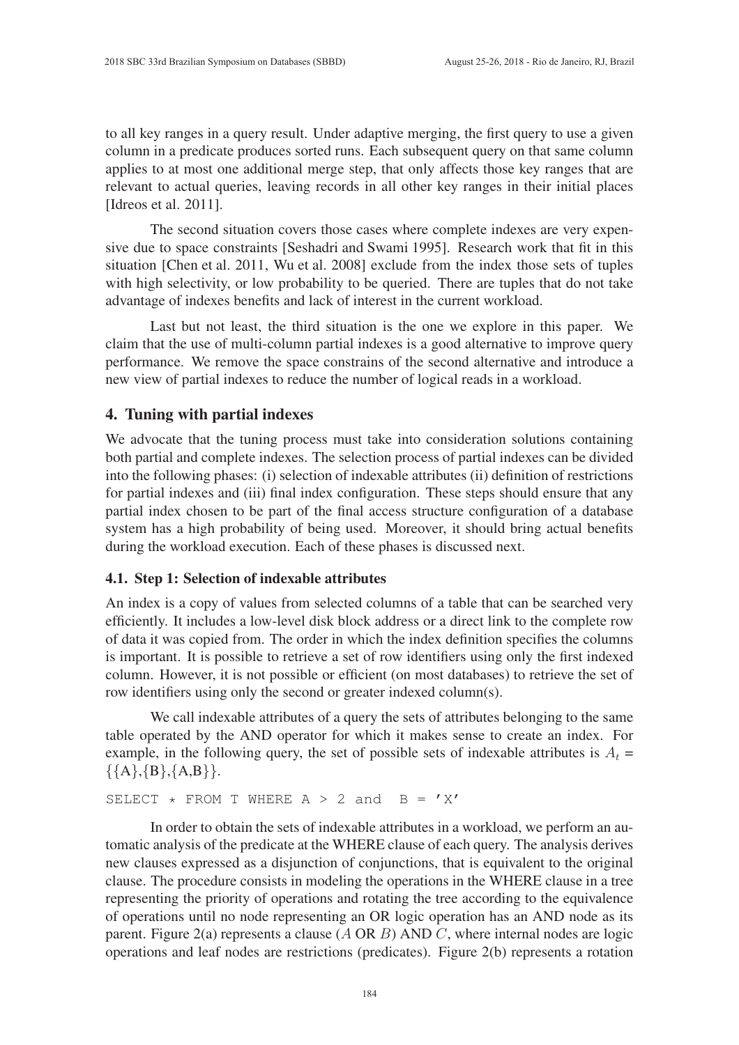to all key ranges in a query result. Under adaptive merging, the first query to use a given column in a predicate produces sorted runs. Each subsequent query on that same column applies to at most one additional merge step, that only affects those key ranges that are relevant to actual queries, leaving records in all other key ranges in their initial places [Idreos et al. 2011].

The second situation covers those cases where complete indexes are very expensive due to space constraints [Seshadri and Swami 1995]. Research work that fit in this situation [Chen et al. 2011, Wu et al. 2008] exclude from the index those sets of tuples with high selectivity, or low probability to be queried. There are tuples that do not take advantage of indexes benefits and lack of interest in the current workload.

Last but not least, the third situation is the one we explore in this paper. We claim that the use of multi-column partial indexes is a good alternative to improve query performance. We remove the space constrains of the second alternative and introduce a new view of partial indexes to reduce the number of logical reads in a workload.

## 4. Tuning with partial indexes

We advocate that the tuning process must take into consideration solutions containing both partial and complete indexes. The selection process of partial indexes can be divided into the following phases: (i) selection of indexable attributes (ii) definition of restrictions for partial indexes and (iii) final index configuration. These steps should ensure that any partial index chosen to be part of the final access structure configuration of a database system has a high probability of being used. Moreover, it should bring actual benefits during the workload execution. Each of these phases is discussed next.

### 4.1. Step 1: Selection of indexable attributes

An index is a copy of values from selected columns of a table that can be searched very efficiently. It includes a low-level disk block address or a direct link to the complete row of data it was copied from. The order in which the index definition specifies the columns is important. It is possible to retrieve a set of row identifiers using only the first indexed column. However, it is not possible or efficient (on most databases) to retrieve the set of row identifiers using only the second or greater indexed column(s).

We call indexable attributes of a query the sets of attributes belonging to the same table operated by the AND operator for which it makes sense to create an index. For example, in the following query, the set of possible sets of indexable attributes is $A_t = \{\{A\},\{B\},\{A,B\}\}$.

```
SELECT * FROM T WHERE A > 2 and  B = 'X'
```

In order to obtain the sets of indexable attributes in a workload, we perform an automatic analysis of the predicate at the WHERE clause of each query. The analysis derives new clauses expressed as a disjunction of conjunctions, that is equivalent to the original clause. The procedure consists in modeling the operations in the WHERE clause in a tree representing the priority of operations and rotating the tree according to the equivalence of operations until no node representing an OR logic operation has an AND node as its parent. Figure 2(a) represents a clause ($A$ OR $B$) AND $C$, where internal nodes are logic operations and leaf nodes are restrictions (predicates). Figure 2(b) represents a rotation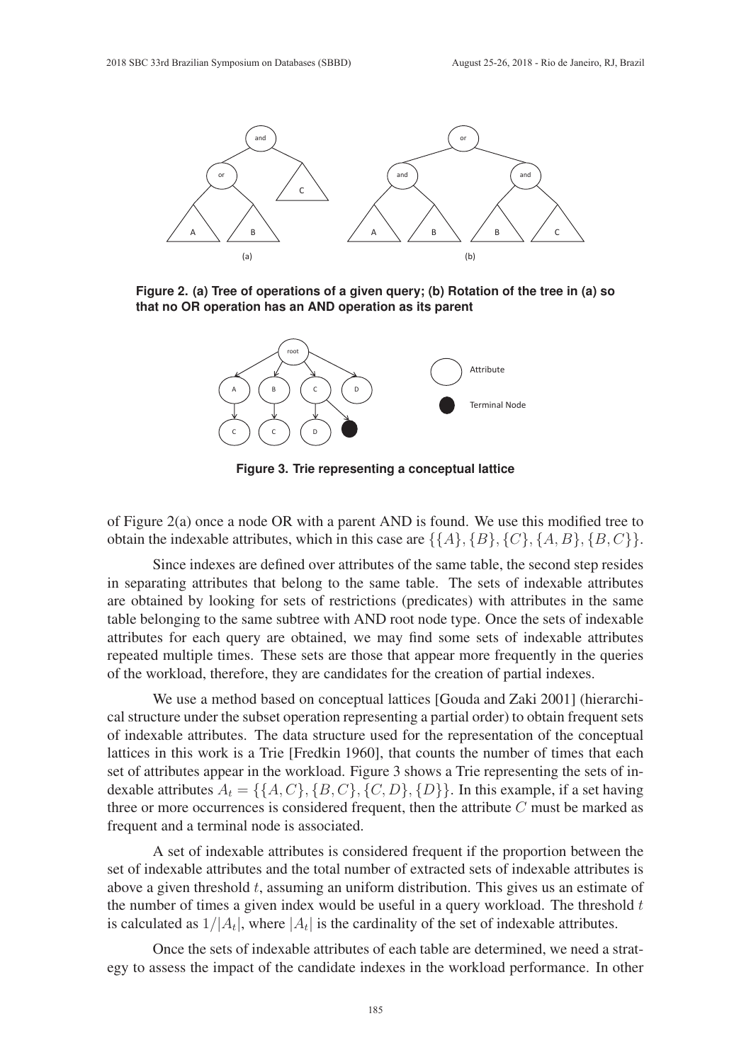Figure 2. (a) Tree of operations of a given query; (b) Rotation of the tree in (a) so that no OR operation has an AND operation as its parent

Figure 3. Trie representing a conceptual lattice

of Figure 2(a) once a node OR with a parent AND is found. We use this modified tree to obtain the indexable attributes, which in this case are $\{\{A\}, \{B\}, \{C\}, \{A, B\}, \{B, C\}\}$.

Since indexes are defined over attributes of the same table, the second step resides in separating attributes that belong to the same table. The sets of indexable attributes are obtained by looking for sets of restrictions (predicates) with attributes in the same table belonging to the same subtree with AND root node type. Once the sets of indexable attributes for each query are obtained, we may find some sets of indexable attributes repeated multiple times. These sets are those that appear more frequently in the queries of the workload, therefore, they are candidates for the creation of partial indexes.

We use a method based on conceptual lattices [Gouda and Zaki 2001] (hierarchical structure under the subset operation representing a partial order) to obtain frequent sets of indexable attributes. The data structure used for the representation of the conceptual lattices in this work is a Trie [Fredkin 1960], that counts the number of times that each set of attributes appear in the workload. Figure 3 shows a Trie representing the sets of indexable attributes $A_t = \{\{A, C\}, \{B, C\}, \{C, D\}, \{D\}\}$. In this example, if a set having three or more occurrences is considered frequent, then the attribute $C$ must be marked as frequent and a terminal node is associated.

A set of indexable attributes is considered frequent if the proportion between the set of indexable attributes and the total number of extracted sets of indexable attributes is above a given threshold $t$, assuming an uniform distribution. This gives us an estimate of the number of times a given index would be useful in a query workload. The threshold $t$ is calculated as $1/|A_t|$, where $|A_t|$ is the cardinality of the set of indexable attributes.

Once the sets of indexable attributes of each table are determined, we need a strategy to assess the impact of the candidate indexes in the workload performance. In other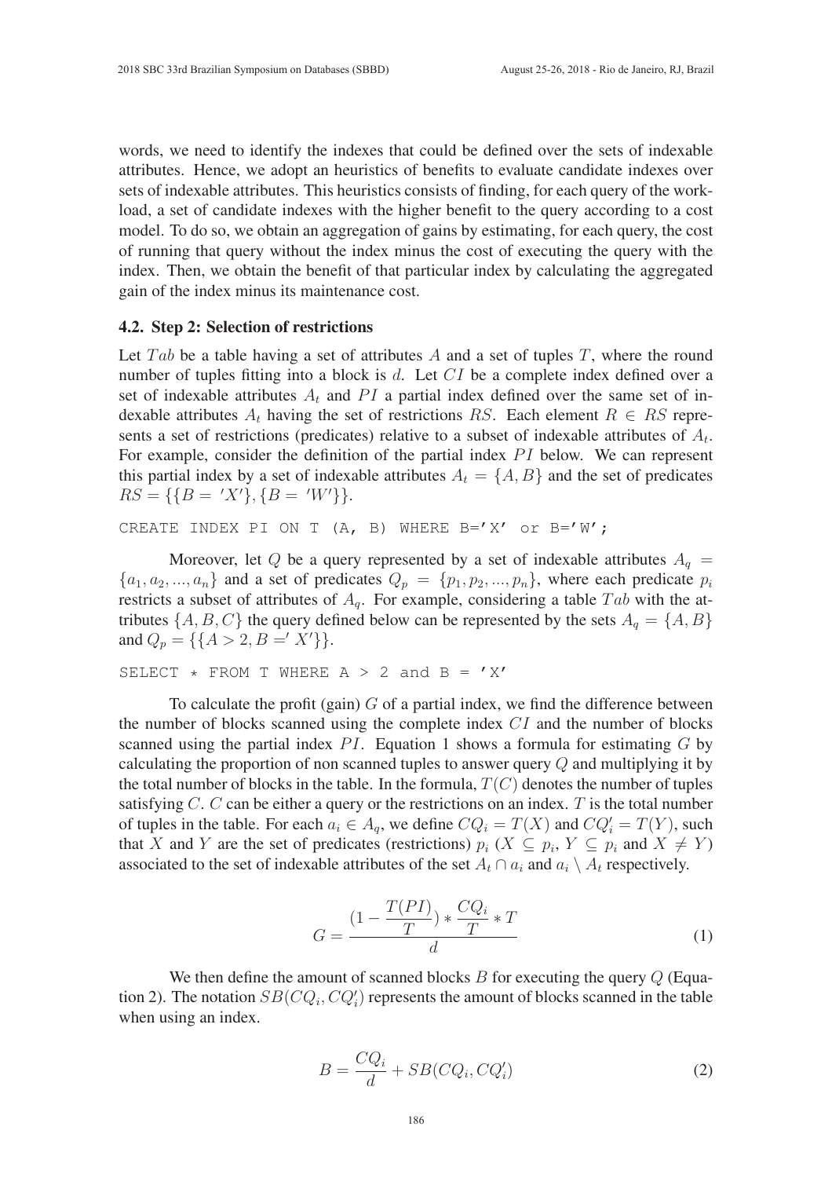words, we need to identify the indexes that could be defined over the sets of indexable attributes. Hence, we adopt an heuristics of benefits to evaluate candidate indexes over sets of indexable attributes. This heuristics consists of finding, for each query of the workload, a set of candidate indexes with the higher benefit to the query according to a cost model. To do so, we obtain an aggregation of gains by estimating, for each query, the cost of running that query without the index minus the cost of executing the query with the index. Then, we obtain the benefit of that particular index by calculating the aggregated gain of the index minus its maintenance cost.

### 4.2. Step 2: Selection of restrictions

Let $Tab$ be a table having a set of attributes $A$ and a set of tuples $T$, where the round number of tuples fitting into a block is $d$. Let $CI$ be a complete index defined over a set of indexable attributes $A_t$ and $PI$ a partial index defined over the same set of indexable attributes $A_t$ having the set of restrictions $RS$. Each element $R \in RS$ represents a set of restrictions (predicates) relative to a subset of indexable attributes of $A_t$. For example, consider the definition of the partial index $PI$ below. We can represent this partial index by a set of indexable attributes $A_t = \{A, B\}$ and the set of predicates $RS = \{\{B = 'X'\}, \{B = 'W'\}\}$.

```
CREATE INDEX PI ON T (A, B) WHERE B='X' or B='W';
```

Moreover, let $Q$ be a query represented by a set of indexable attributes $A_q = \{a_1, a_2, ..., a_n\}$ and a set of predicates $Q_p = \{p_1, p_2, ..., p_n\}$, where each predicate $p_i$ restricts a subset of attributes of $A_q$. For example, considering a table $Tab$ with the attributes $\{A, B, C\}$ the query defined below can be represented by the sets $A_q = \{A, B\}$ and $Q_p = \{\{A > 2, B =' X'\}\}$.

```
SELECT * FROM T WHERE A > 2 and B = 'X'
```

To calculate the profit (gain) $G$ of a partial index, we find the difference between the number of blocks scanned using the complete index $CI$ and the number of blocks scanned using the partial index $PI$. Equation 1 shows a formula for estimating $G$ by calculating the proportion of non scanned tuples to answer query $Q$ and multiplying it by the total number of blocks in the table. In the formula, $T(C)$ denotes the number of tuples satisfying $C$. $C$ can be either a query or the restrictions on an index. $T$ is the total number of tuples in the table. For each $a_i \in A_q$, we define $CQ_i = T(X)$ and $CQ'_i = T(Y)$, such that $X$ and $Y$ are the set of predicates (restrictions) $p_i$ ($X \subseteq p_i$, $Y \subseteq p_i$ and $X \neq Y$) associated to the set of indexable attributes of the set $A_t \cap a_i$ and $a_i \setminus A_t$ respectively.

$$G = \frac{(1 - \dfrac{T(PI)}{T}) * \dfrac{CQ_i}{T} * T}{d} \tag{1}$$

We then define the amount of scanned blocks $B$ for executing the query $Q$ (Equation 2). The notation $SB(CQ_i, CQ'_i)$ represents the amount of blocks scanned in the table when using an index.

$$B = \frac{CQ_i}{d} + SB(CQ_i, CQ'_i) \tag{2}$$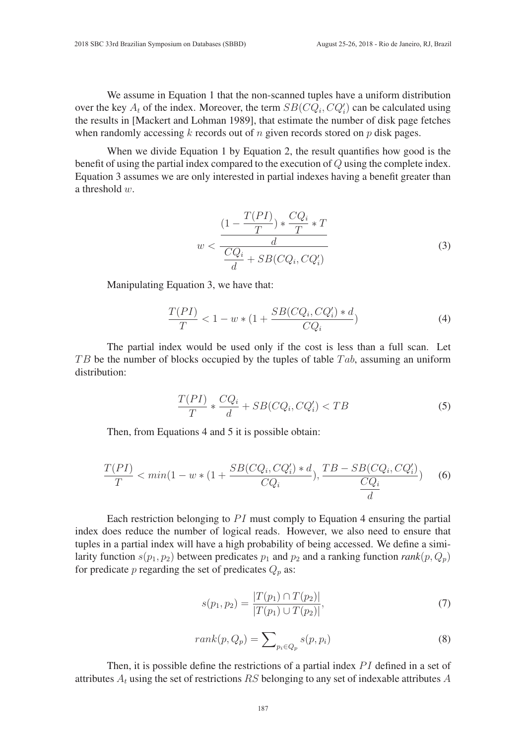We assume in Equation 1 that the non-scanned tuples have a uniform distribution over the key $A_t$ of the index. Moreover, the term $SB(CQ_i, CQ'_i)$ can be calculated using the results in [Mackert and Lohman 1989], that estimate the number of disk page fetches when randomly accessing $k$ records out of $n$ given records stored on $p$ disk pages.

When we divide Equation 1 by Equation 2, the result quantifies how good is the benefit of using the partial index compared to the execution of $Q$ using the complete index. Equation 3 assumes we are only interested in partial indexes having a benefit greater than a threshold $w$.

$$w < \frac{\dfrac{(1 - \dfrac{T(PI)}{T}) * \dfrac{CQ_i}{T} * T}{d}}{\dfrac{CQ_i}{d} + SB(CQ_i, CQ'_i)} \tag{3}$$

Manipulating Equation 3, we have that:

$$\frac{T(PI)}{T} < 1 - w * (1 + \frac{SB(CQ_i, CQ'_i) * d}{CQ_i}) \tag{4}$$

The partial index would be used only if the cost is less than a full scan. Let $TB$ be the number of blocks occupied by the tuples of table $Tab$, assuming an uniform distribution:

$$\frac{T(PI)}{T} * \frac{CQ_i}{d} + SB(CQ_i, CQ'_i) < TB \tag{5}$$

Then, from Equations 4 and 5 it is possible obtain:

$$\frac{T(PI)}{T} < min(1 - w * (1 + \frac{SB(CQ_i, CQ'_i) * d}{CQ_i}), \frac{TB - SB(CQ_i, CQ'_i)}{\dfrac{CQ_i}{d}}) \tag{6}$$

Each restriction belonging to $PI$ must comply to Equation 4 ensuring the partial index does reduce the number of logical reads. However, we also need to ensure that tuples in a partial index will have a high probability of being accessed. We define a similarity function $s(p_1, p_2)$ between predicates $p_1$ and $p_2$ and a ranking function $rank(p, Q_p)$ for predicate $p$ regarding the set of predicates $Q_p$ as:

$$s(p_1, p_2) = \frac{|T(p_1) \cap T(p_2)|}{|T(p_1) \cup T(p_2)|}, \tag{7}$$

$$rank(p, Q_p) = \sum_{p_i \in Q_p} s(p, p_i) \tag{8}$$

Then, it is possible define the restrictions of a partial index $PI$ defined in a set of attributes $A_t$ using the set of restrictions $RS$ belonging to any set of indexable attributes $A$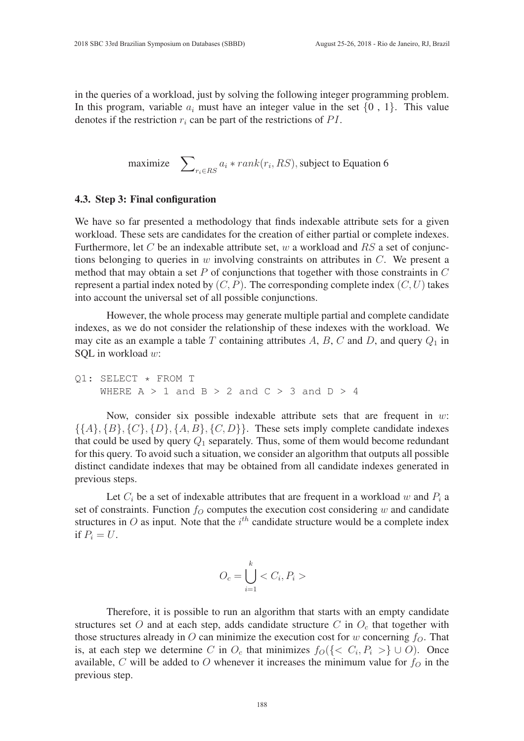in the queries of a workload, just by solving the following integer programming problem. In this program, variable $a_i$ must have an integer value in the set $\{0 , 1\}$. This value denotes if the restriction $r_i$ can be part of the restrictions of $PI$.

$$\text{maximize} \quad \sum_{r_i \in RS} a_i * rank(r_i, RS), \text{subject to Equation 6}$$

### 4.3. Step 3: Final configuration

We have so far presented a methodology that finds indexable attribute sets for a given workload. These sets are candidates for the creation of either partial or complete indexes. Furthermore, let $C$ be an indexable attribute set, $w$ a workload and $RS$ a set of conjunctions belonging to queries in $w$ involving constraints on attributes in $C$. We present a method that may obtain a set $P$ of conjunctions that together with those constraints in $C$ represent a partial index noted by $(C, P)$. The corresponding complete index $(C, U)$ takes into account the universal set of all possible conjunctions.

However, the whole process may generate multiple partial and complete candidate indexes, as we do not consider the relationship of these indexes with the workload. We may cite as an example a table $T$ containing attributes $A$, $B$, $C$ and $D$, and query $Q_1$ in SQL in workload $w$:

```
Q1: SELECT * FROM T
    WHERE A > 1 and B > 2 and C > 3 and D > 4
```

Now, consider six possible indexable attribute sets that are frequent in $w$: $\{\{A\}, \{B\}, \{C\}, \{D\}, \{A, B\}, \{C, D\}\}$. These sets imply complete candidate indexes that could be used by query $Q_1$ separately. Thus, some of them would become redundant for this query. To avoid such a situation, we consider an algorithm that outputs all possible distinct candidate indexes that may be obtained from all candidate indexes generated in previous steps.

Let $C_i$ be a set of indexable attributes that are frequent in a workload $w$ and $P_i$ a set of constraints. Function $f_O$ computes the execution cost considering $w$ and candidate structures in $O$ as input. Note that the $i^{th}$ candidate structure would be a complete index if $P_i = U$.

$$O_c = \bigcup_{i=1}^{k} < C_i, P_i >$$

Therefore, it is possible to run an algorithm that starts with an empty candidate structures set $O$ and at each step, adds candidate structure $C$ in $O_c$ that together with those structures already in $O$ can minimize the execution cost for $w$ concerning $f_O$. That is, at each step we determine $C$ in $O_c$ that minimizes $f_O(\{< C_i, P_i >\} \cup O)$. Once available, $C$ will be added to $O$ whenever it increases the minimum value for $f_O$ in the previous step.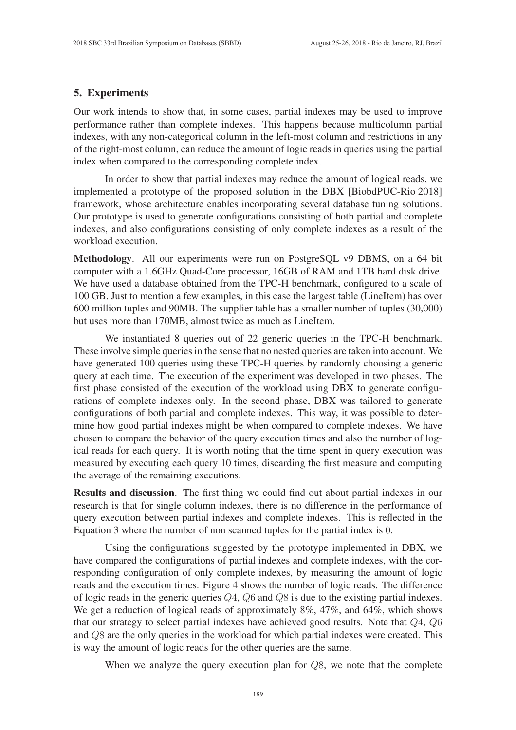## 5. Experiments

Our work intends to show that, in some cases, partial indexes may be used to improve performance rather than complete indexes. This happens because multicolumn partial indexes, with any non-categorical column in the left-most column and restrictions in any of the right-most column, can reduce the amount of logic reads in queries using the partial index when compared to the corresponding complete index.

In order to show that partial indexes may reduce the amount of logical reads, we implemented a prototype of the proposed solution in the DBX [BiobdPUC-Rio 2018] framework, whose architecture enables incorporating several database tuning solutions. Our prototype is used to generate configurations consisting of both partial and complete indexes, and also configurations consisting of only complete indexes as a result of the workload execution.

**Methodology**. All our experiments were run on PostgreSQL v9 DBMS, on a 64 bit computer with a 1.6GHz Quad-Core processor, 16GB of RAM and 1TB hard disk drive. We have used a database obtained from the TPC-H benchmark, configured to a scale of 100 GB. Just to mention a few examples, in this case the largest table (LineItem) has over 600 million tuples and 90MB. The supplier table has a smaller number of tuples (30,000) but uses more than 170MB, almost twice as much as LineItem.

We instantiated 8 queries out of 22 generic queries in the TPC-H benchmark. These involve simple queries in the sense that no nested queries are taken into account. We have generated 100 queries using these TPC-H queries by randomly choosing a generic query at each time. The execution of the experiment was developed in two phases. The first phase consisted of the execution of the workload using DBX to generate configurations of complete indexes only. In the second phase, DBX was tailored to generate configurations of both partial and complete indexes. This way, it was possible to determine how good partial indexes might be when compared to complete indexes. We have chosen to compare the behavior of the query execution times and also the number of logical reads for each query. It is worth noting that the time spent in query execution was measured by executing each query 10 times, discarding the first measure and computing the average of the remaining executions.

**Results and discussion**. The first thing we could find out about partial indexes in our research is that for single column indexes, there is no difference in the performance of query execution between partial indexes and complete indexes. This is reflected in the Equation 3 where the number of non scanned tuples for the partial index is $0$.

Using the configurations suggested by the prototype implemented in DBX, we have compared the configurations of partial indexes and complete indexes, with the corresponding configuration of only complete indexes, by measuring the amount of logic reads and the execution times. Figure 4 shows the number of logic reads. The difference of logic reads in the generic queries $Q4$, $Q6$ and $Q8$ is due to the existing partial indexes. We get a reduction of logical reads of approximately 8%, 47%, and 64%, which shows that our strategy to select partial indexes have achieved good results. Note that $Q4$, $Q6$ and $Q8$ are the only queries in the workload for which partial indexes were created. This is way the amount of logic reads for the other queries are the same.

When we analyze the query execution plan for $Q8$, we note that the complete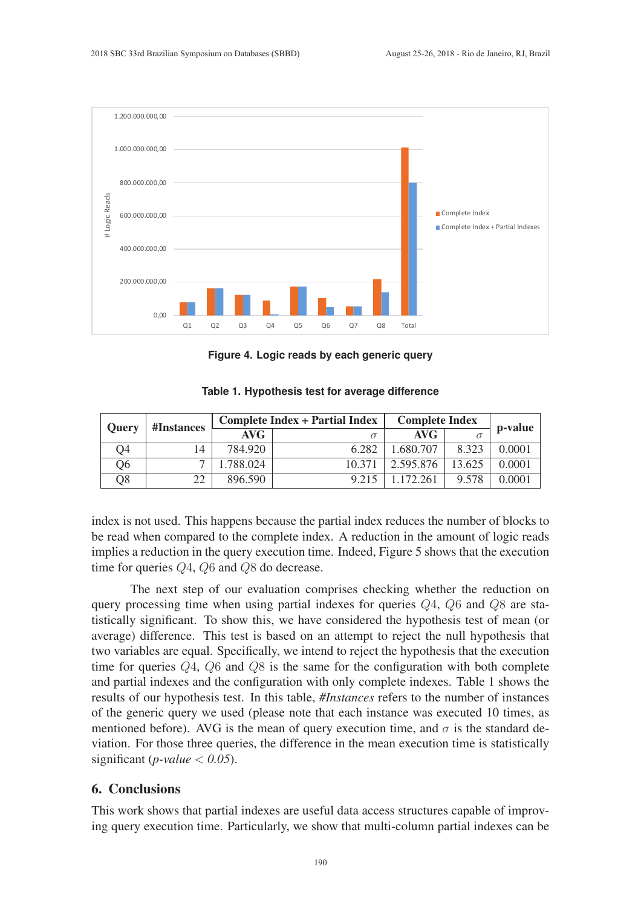Figure 4. Logic reads by each generic query

Table 1. Hypothesis test for average difference

| Query | #Instances | Complete Index + Partial Index | | Complete Index | | p-value |
|---|---|---|---|---|---|---|
| | | AVG | $\sigma$ | AVG | $\sigma$ | |
| Q4 | 14 | 784.920 | 6.282 | 1.680.707 | 8.323 | 0.0001 |
| Q6 | 7 | 1.788.024 | 10.371 | 2.595.876 | 13.625 | 0.0001 |
| Q8 | 22 | 896.590 | 9.215 | 1.172.261 | 9.578 | 0.0001 |

index is not used. This happens because the partial index reduces the number of blocks to be read when compared to the complete index. A reduction in the amount of logic reads implies a reduction in the query execution time. Indeed, Figure 5 shows that the execution time for queries $Q4$, $Q6$ and $Q8$ do decrease.

The next step of our evaluation comprises checking whether the reduction on query processing time when using partial indexes for queries $Q4$, $Q6$ and $Q8$ are statistically significant. To show this, we have considered the hypothesis test of mean (or average) difference. This test is based on an attempt to reject the null hypothesis that two variables are equal. Specifically, we intend to reject the hypothesis that the execution time for queries $Q4$, $Q6$ and $Q8$ is the same for the configuration with both complete and partial indexes and the configuration with only complete indexes. Table 1 shows the results of our hypothesis test. In this table, *#Instances* refers to the number of instances of the generic query we used (please note that each instance was executed 10 times, as mentioned before). AVG is the mean of query execution time, and $\sigma$ is the standard deviation. For those three queries, the difference in the mean execution time is statistically significant (*p-value* $< 0.05$).

## 6. Conclusions

This work shows that partial indexes are useful data access structures capable of improving query execution time. Particularly, we show that multi-column partial indexes can be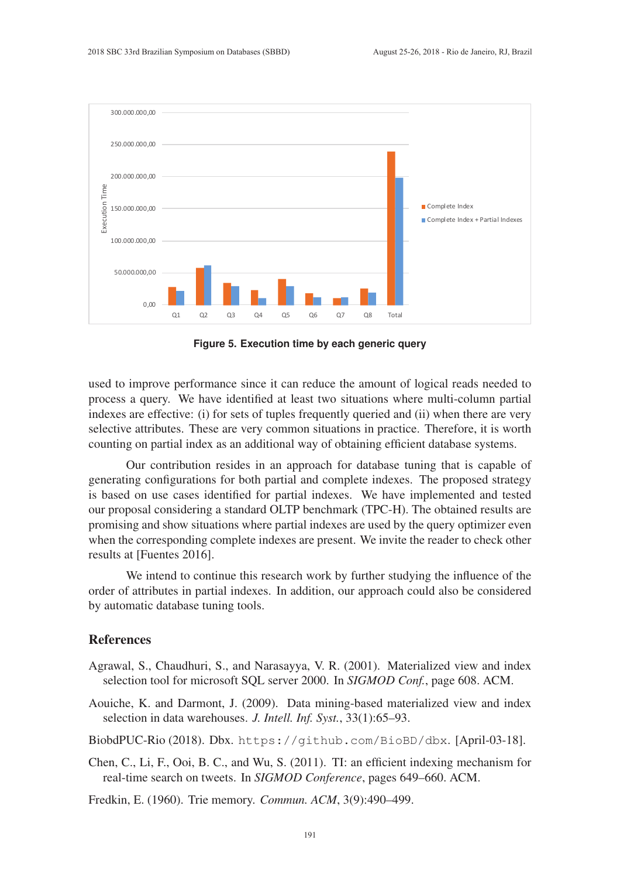Figure 5. Execution time by each generic query

used to improve performance since it can reduce the amount of logical reads needed to process a query. We have identified at least two situations where multi-column partial indexes are effective: (i) for sets of tuples frequently queried and (ii) when there are very selective attributes. These are very common situations in practice. Therefore, it is worth counting on partial index as an additional way of obtaining efficient database systems.

Our contribution resides in an approach for database tuning that is capable of generating configurations for both partial and complete indexes. The proposed strategy is based on use cases identified for partial indexes. We have implemented and tested our proposal considering a standard OLTP benchmark (TPC-H). The obtained results are promising and show situations where partial indexes are used by the query optimizer even when the corresponding complete indexes are present. We invite the reader to check other results at [Fuentes 2016].

We intend to continue this research work by further studying the influence of the order of attributes in partial indexes. In addition, our approach could also be considered by automatic database tuning tools.

## References

Agrawal, S., Chaudhuri, S., and Narasayya, V. R. (2001). Materialized view and index selection tool for microsoft SQL server 2000. In *SIGMOD Conf.*, page 608. ACM.

Aouiche, K. and Darmont, J. (2009). Data mining-based materialized view and index selection in data warehouses. *J. Intell. Inf. Syst.*, 33(1):65–93.

BiobdPUC-Rio (2018). Dbx. `https://github.com/BioBD/dbx`. [April-03-18].

Chen, C., Li, F., Ooi, B. C., and Wu, S. (2011). TI: an efficient indexing mechanism for real-time search on tweets. In *SIGMOD Conference*, pages 649–660. ACM.

Fredkin, E. (1960). Trie memory. *Commun. ACM*, 3(9):490–499.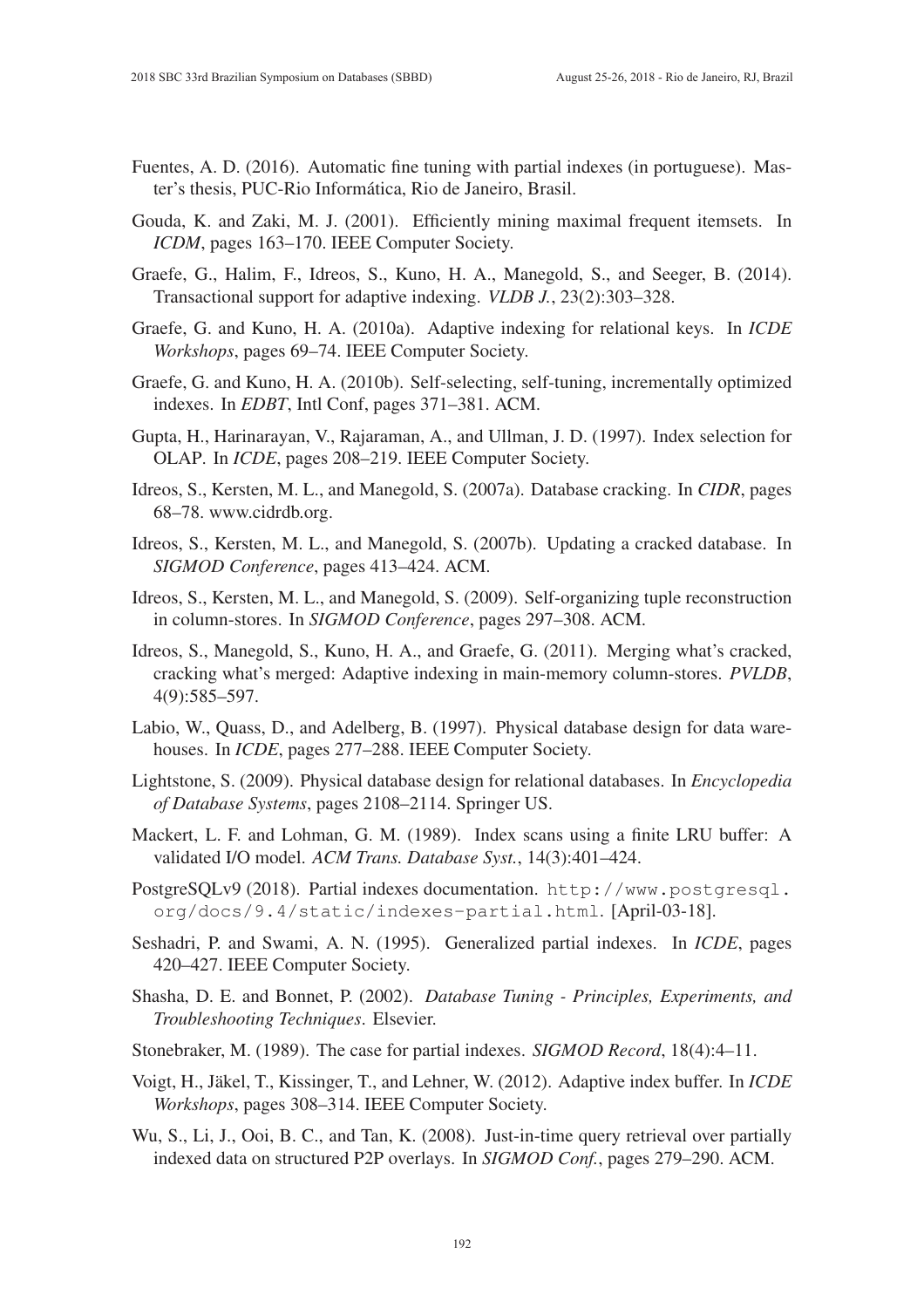Fuentes, A. D. (2016). Automatic fine tuning with partial indexes (in portuguese). Master's thesis, PUC-Rio Informática, Rio de Janeiro, Brasil.

Gouda, K. and Zaki, M. J. (2001). Efficiently mining maximal frequent itemsets. In *ICDM*, pages 163–170. IEEE Computer Society.

Graefe, G., Halim, F., Idreos, S., Kuno, H. A., Manegold, S., and Seeger, B. (2014). Transactional support for adaptive indexing. *VLDB J.*, 23(2):303–328.

Graefe, G. and Kuno, H. A. (2010a). Adaptive indexing for relational keys. In *ICDE Workshops*, pages 69–74. IEEE Computer Society.

Graefe, G. and Kuno, H. A. (2010b). Self-selecting, self-tuning, incrementally optimized indexes. In *EDBT*, Intl Conf, pages 371–381. ACM.

Gupta, H., Harinarayan, V., Rajaraman, A., and Ullman, J. D. (1997). Index selection for OLAP. In *ICDE*, pages 208–219. IEEE Computer Society.

Idreos, S., Kersten, M. L., and Manegold, S. (2007a). Database cracking. In *CIDR*, pages 68–78. www.cidrdb.org.

Idreos, S., Kersten, M. L., and Manegold, S. (2007b). Updating a cracked database. In *SIGMOD Conference*, pages 413–424. ACM.

Idreos, S., Kersten, M. L., and Manegold, S. (2009). Self-organizing tuple reconstruction in column-stores. In *SIGMOD Conference*, pages 297–308. ACM.

Idreos, S., Manegold, S., Kuno, H. A., and Graefe, G. (2011). Merging what's cracked, cracking what's merged: Adaptive indexing in main-memory column-stores. *PVLDB*, 4(9):585–597.

Labio, W., Quass, D., and Adelberg, B. (1997). Physical database design for data warehouses. In *ICDE*, pages 277–288. IEEE Computer Society.

Lightstone, S. (2009). Physical database design for relational databases. In *Encyclopedia of Database Systems*, pages 2108–2114. Springer US.

Mackert, L. F. and Lohman, G. M. (1989). Index scans using a finite LRU buffer: A validated I/O model. *ACM Trans. Database Syst.*, 14(3):401–424.

PostgreSQLv9 (2018). Partial indexes documentation. `http://www.postgresql.org/docs/9.4/static/indexes-partial.html`. [April-03-18].

Seshadri, P. and Swami, A. N. (1995). Generalized partial indexes. In *ICDE*, pages 420–427. IEEE Computer Society.

Shasha, D. E. and Bonnet, P. (2002). *Database Tuning - Principles, Experiments, and Troubleshooting Techniques*. Elsevier.

Stonebraker, M. (1989). The case for partial indexes. *SIGMOD Record*, 18(4):4–11.

Voigt, H., Jäkel, T., Kissinger, T., and Lehner, W. (2012). Adaptive index buffer. In *ICDE Workshops*, pages 308–314. IEEE Computer Society.

Wu, S., Li, J., Ooi, B. C., and Tan, K. (2008). Just-in-time query retrieval over partially indexed data on structured P2P overlays. In *SIGMOD Conf.*, pages 279–290. ACM.